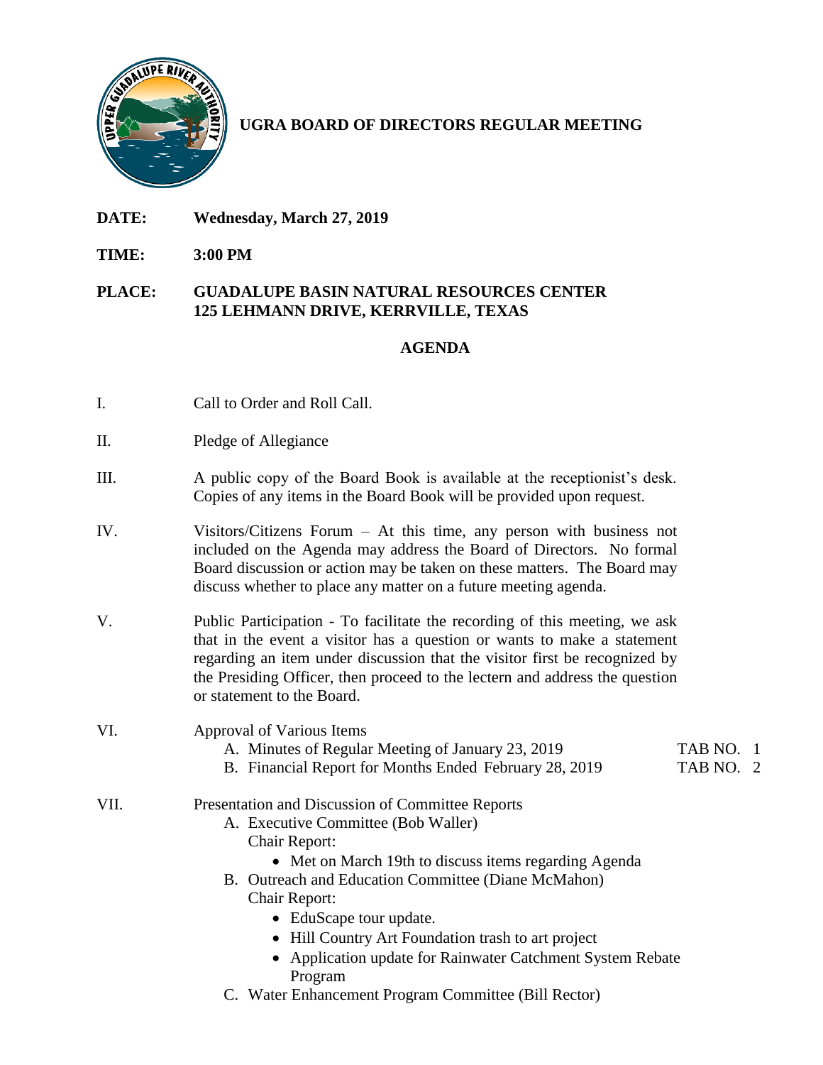# UGRA BOARD OF DIRECTORS REGULAR MEETING

**DATE:** **Wednesday, March 27, 2019**

**TIME:** **3:00 PM**

**PLACE:** **GUADALUPE BASIN NATURAL RESOURCES CENTER**
**125 LEHMANN DRIVE, KERRVILLE, TEXAS**

## AGENDA

I. Call to Order and Roll Call.

II. Pledge of Allegiance

III. A public copy of the Board Book is available at the receptionist's desk. Copies of any items in the Board Book will be provided upon request.

IV. Visitors/Citizens Forum – At this time, any person with business not included on the Agenda may address the Board of Directors. No formal Board discussion or action may be taken on these matters. The Board may discuss whether to place any matter on a future meeting agenda.

V. Public Participation - To facilitate the recording of this meeting, we ask that in the event a visitor has a question or wants to make a statement regarding an item under discussion that the visitor first be recognized by the Presiding Officer, then proceed to the lectern and address the question or statement to the Board.

VI. Approval of Various Items
   - A. Minutes of Regular Meeting of January 23, 2019 — TAB NO. 1
   - B. Financial Report for Months Ended February 28, 2019 — TAB NO. 2

VII. Presentation and Discussion of Committee Reports
   - A. Executive Committee (Bob Waller)
     Chair Report:
     - Met on March 19th to discuss items regarding Agenda
   - B. Outreach and Education Committee (Diane McMahon)
     Chair Report:
     - EduScape tour update.
     - Hill Country Art Foundation trash to art project
     - Application update for Rainwater Catchment System Rebate Program
   - C. Water Enhancement Program Committee (Bill Rector)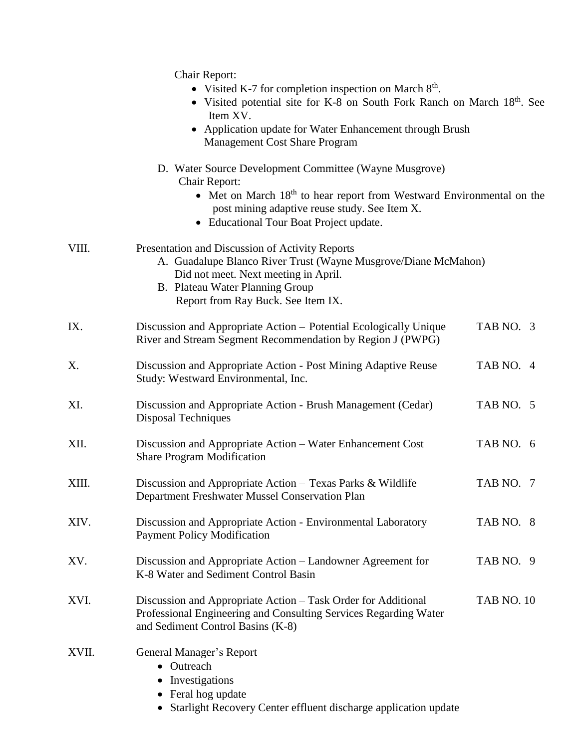Chair Report:

- Visited K-7 for completion inspection on March 8th.
- Visited potential site for K-8 on South Fork Ranch on March 18th. See Item XV.
- Application update for Water Enhancement through Brush Management Cost Share Program

D. Water Source Development Committee (Wayne Musgrove)

Chair Report:

- Met on March 18th to hear report from Westward Environmental on the post mining adaptive reuse study. See Item X.
- Educational Tour Boat Project update.

VIII. Presentation and Discussion of Activity Reports

A. Guadalupe Blanco River Trust (Wayne Musgrove/Diane McMahon)
Did not meet. Next meeting in April.

B. Plateau Water Planning Group
Report from Ray Buck. See Item IX.

IX. Discussion and Appropriate Action – Potential Ecologically Unique River and Stream Segment Recommendation by Region J (PWPG) — TAB NO. 3

X. Discussion and Appropriate Action - Post Mining Adaptive Reuse Study: Westward Environmental, Inc. — TAB NO. 4

XI. Discussion and Appropriate Action - Brush Management (Cedar) Disposal Techniques — TAB NO. 5

XII. Discussion and Appropriate Action – Water Enhancement Cost Share Program Modification — TAB NO. 6

XIII. Discussion and Appropriate Action – Texas Parks & Wildlife Department Freshwater Mussel Conservation Plan — TAB NO. 7

XIV. Discussion and Appropriate Action - Environmental Laboratory Payment Policy Modification — TAB NO. 8

XV. Discussion and Appropriate Action – Landowner Agreement for K-8 Water and Sediment Control Basin — TAB NO. 9

XVI. Discussion and Appropriate Action – Task Order for Additional Professional Engineering and Consulting Services Regarding Water and Sediment Control Basins (K-8) — TAB NO. 10

XVII. General Manager's Report

- Outreach
- Investigations
- Feral hog update
- Starlight Recovery Center effluent discharge application update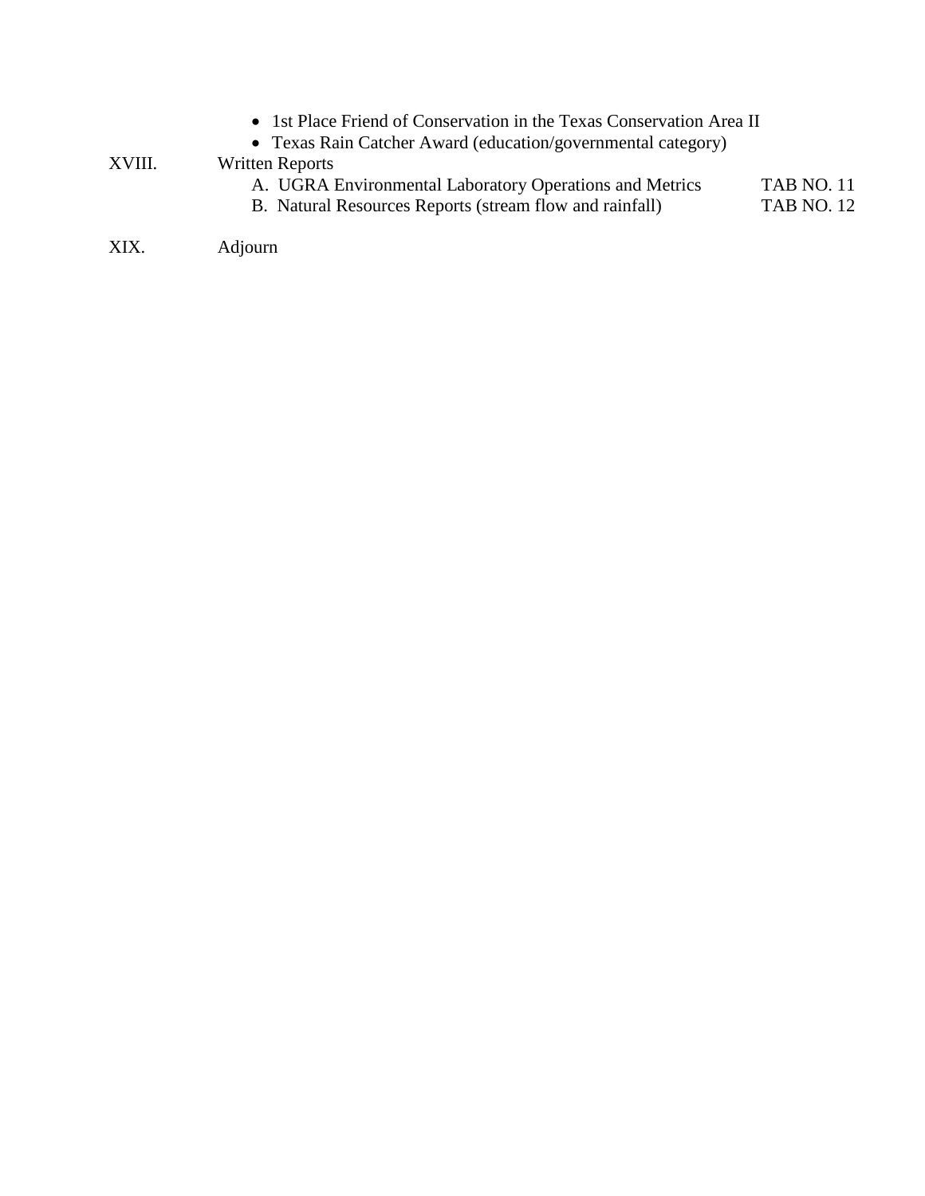- 1st Place Friend of Conservation in the Texas Conservation Area II
- Texas Rain Catcher Award (education/governmental category)

XVIII. Written Reports

A. UGRA Environmental Laboratory Operations and Metrics — TAB NO. 11

B. Natural Resources Reports (stream flow and rainfall) — TAB NO. 12

XIX. Adjourn